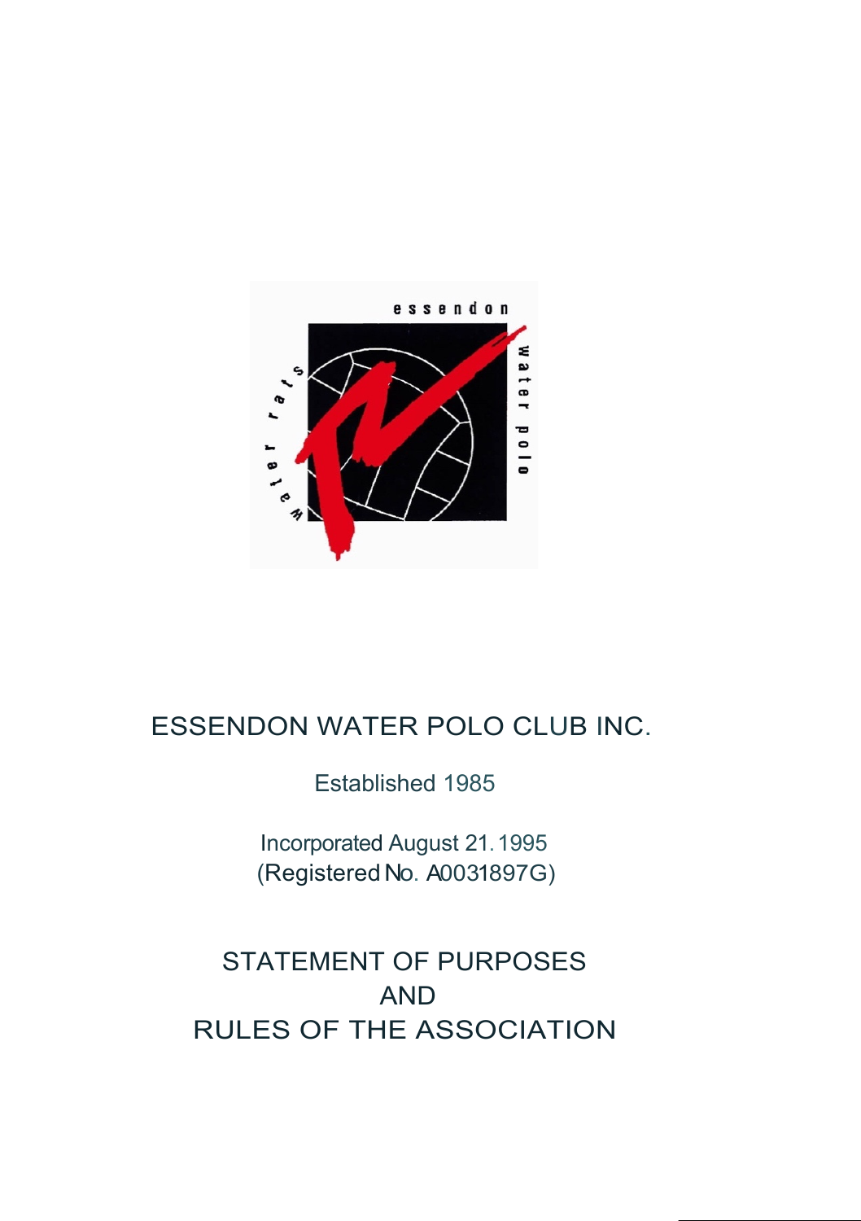# ESSENDON WATER POLO CLUB INC.

Established 1985

Incorporated August 21. 1995
(Registered No. A0031897G)

## STATEMENT OF PURPOSES
## AND
## RULES OF THE ASSOCIATION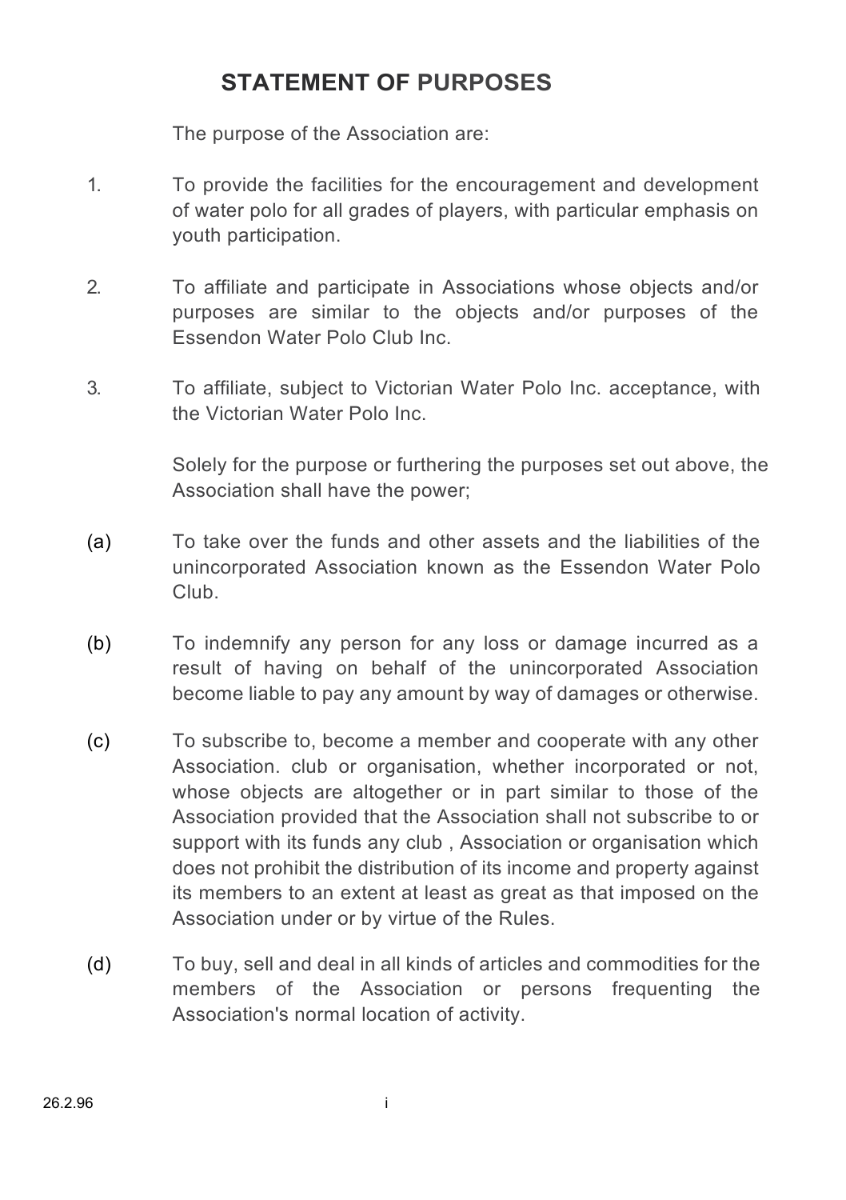# STATEMENT OF PURPOSES

The purpose of the Association are:

1. To provide the facilities for the encouragement and development of water polo for all grades of players, with particular emphasis on youth participation.

2. To affiliate and participate in Associations whose objects and/or purposes are similar to the objects and/or purposes of the Essendon Water Polo Club Inc.

3. To affiliate, subject to Victorian Water Polo Inc. acceptance, with the Victorian Water Polo Inc.

Solely for the purpose or furthering the purposes set out above, the Association shall have the power;

(a) To take over the funds and other assets and the liabilities of the unincorporated Association known as the Essendon Water Polo Club.

(b) To indemnify any person for any loss or damage incurred as a result of having on behalf of the unincorporated Association become liable to pay any amount by way of damages or otherwise.

(c) To subscribe to, become a member and cooperate with any other Association. club or organisation, whether incorporated or not, whose objects are altogether or in part similar to those of the Association provided that the Association shall not subscribe to or support with its funds any club , Association or organisation which does not prohibit the distribution of its income and property against its members to an extent at least as great as that imposed on the Association under or by virtue of the Rules.

(d) To buy, sell and deal in all kinds of articles and commodities for the members of the Association or persons frequenting the Association's normal location of activity.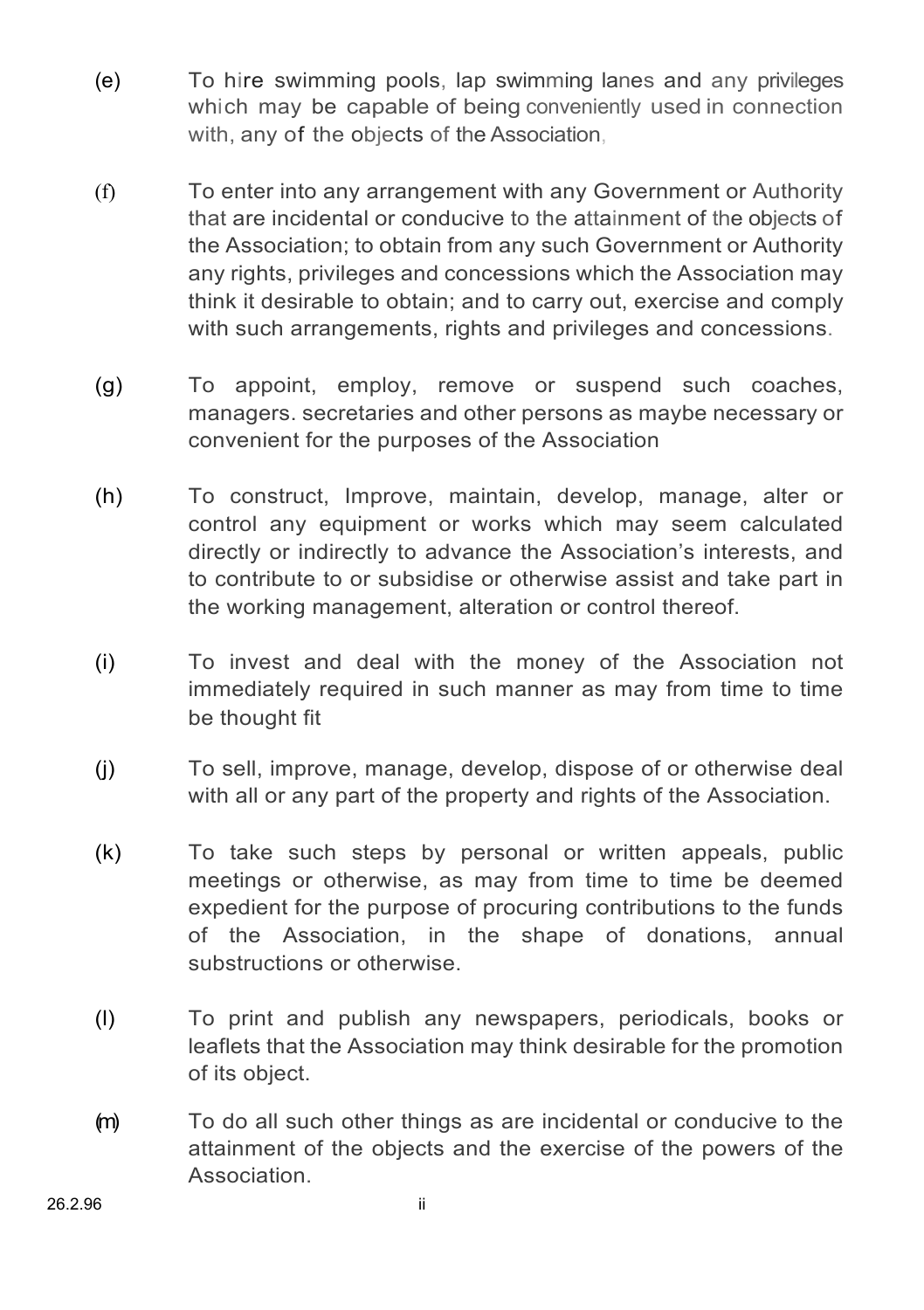(e) To hire swimming pools, lap swimming lanes and any privileges which may be capable of being conveniently used in connection with, any of the objects of the Association,

(f) To enter into any arrangement with any Government or Authority that are incidental or conducive to the attainment of the objects of the Association; to obtain from any such Government or Authority any rights, privileges and concessions which the Association may think it desirable to obtain; and to carry out, exercise and comply with such arrangements, rights and privileges and concessions.

(g) To appoint, employ, remove or suspend such coaches, managers. secretaries and other persons as maybe necessary or convenient for the purposes of the Association

(h) To construct, Improve, maintain, develop, manage, alter or control any equipment or works which may seem calculated directly or indirectly to advance the Association's interests, and to contribute to or subsidise or otherwise assist and take part in the working management, alteration or control thereof.

(i) To invest and deal with the money of the Association not immediately required in such manner as may from time to time be thought fit

(j) To sell, improve, manage, develop, dispose of or otherwise deal with all or any part of the property and rights of the Association.

(k) To take such steps by personal or written appeals, public meetings or otherwise, as may from time to time be deemed expedient for the purpose of procuring contributions to the funds of the Association, in the shape of donations, annual substructions or otherwise.

(l) To print and publish any newspapers, periodicals, books or leaflets that the Association may think desirable for the promotion of its object.

(m) To do all such other things as are incidental or conducive to the attainment of the objects and the exercise of the powers of the Association.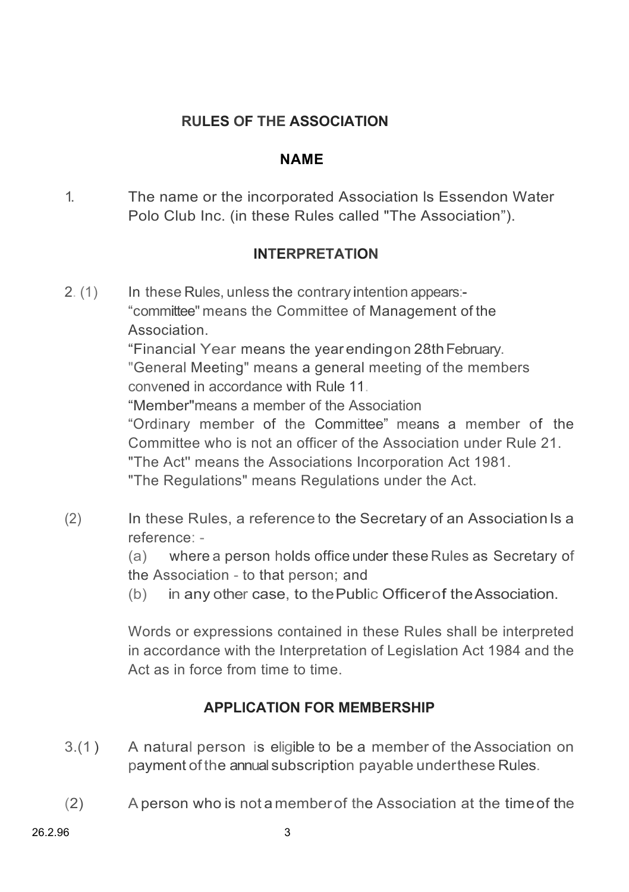## RULES OF THE ASSOCIATION

### NAME

1. The name or the incorporated Association Is Essendon Water Polo Club Inc. (in these Rules called "The Association").

### INTERPRETATION

2. (1) In these Rules, unless the contrary intention appears:-
"committee" means the Committee of Management of the Association.
"Financial Year means the year ending on 28th February.
"General Meeting" means a general meeting of the members convened in accordance with Rule 11.
"Member" means a member of the Association
"Ordinary member of the Committee" means a member of the Committee who is not an officer of the Association under Rule 21.
"The Act" means the Associations Incorporation Act 1981.
"The Regulations" means Regulations under the Act.

(2) In these Rules, a reference to the Secretary of an Association Is a reference: -
(a) where a person holds office under these Rules as Secretary of the Association - to that person; and
(b) in any other case, to the Public Officer of the Association.

Words or expressions contained in these Rules shall be interpreted in accordance with the Interpretation of Legislation Act 1984 and the Act as in force from time to time.

### APPLICATION FOR MEMBERSHIP

3.(1) A natural person is eligible to be a member of the Association on payment of the annual subscription payable under these Rules.

(2) A person who is not a member of the Association at the time of the

26.2.96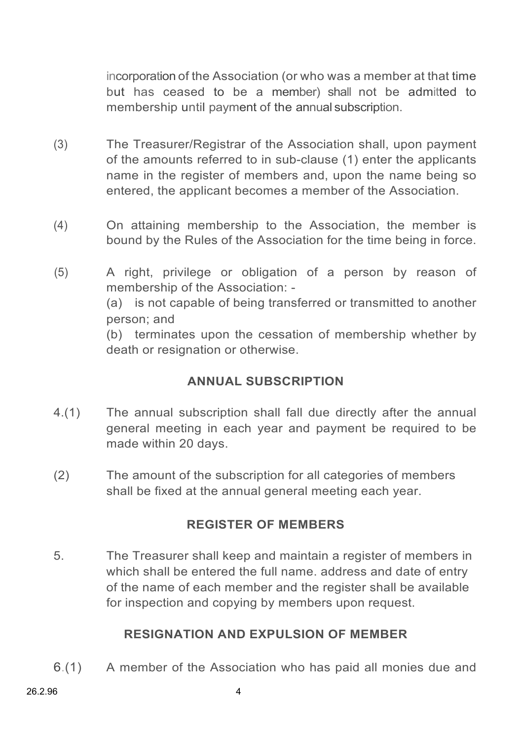incorporation of the Association (or who was a member at that time but has ceased to be a member) shall not be admitted to membership until payment of the annual subscription.

(3) The Treasurer/Registrar of the Association shall, upon payment of the amounts referred to in sub-clause (1) enter the applicants name in the register of members and, upon the name being so entered, the applicant becomes a member of the Association.

(4) On attaining membership to the Association, the member is bound by the Rules of the Association for the time being in force.

(5) A right, privilege or obligation of a person by reason of membership of the Association: -
(a) is not capable of being transferred or transmitted to another person; and
(b) terminates upon the cessation of membership whether by death or resignation or otherwise.

## ANNUAL SUBSCRIPTION

4.(1) The annual subscription shall fall due directly after the annual general meeting in each year and payment be required to be made within 20 days.

(2) The amount of the subscription for all categories of members shall be fixed at the annual general meeting each year.

## REGISTER OF MEMBERS

5. The Treasurer shall keep and maintain a register of members in which shall be entered the full name. address and date of entry of the name of each member and the register shall be available for inspection and copying by members upon request.

## RESIGNATION AND EXPULSION OF MEMBER

6.(1) A member of the Association who has paid all monies due and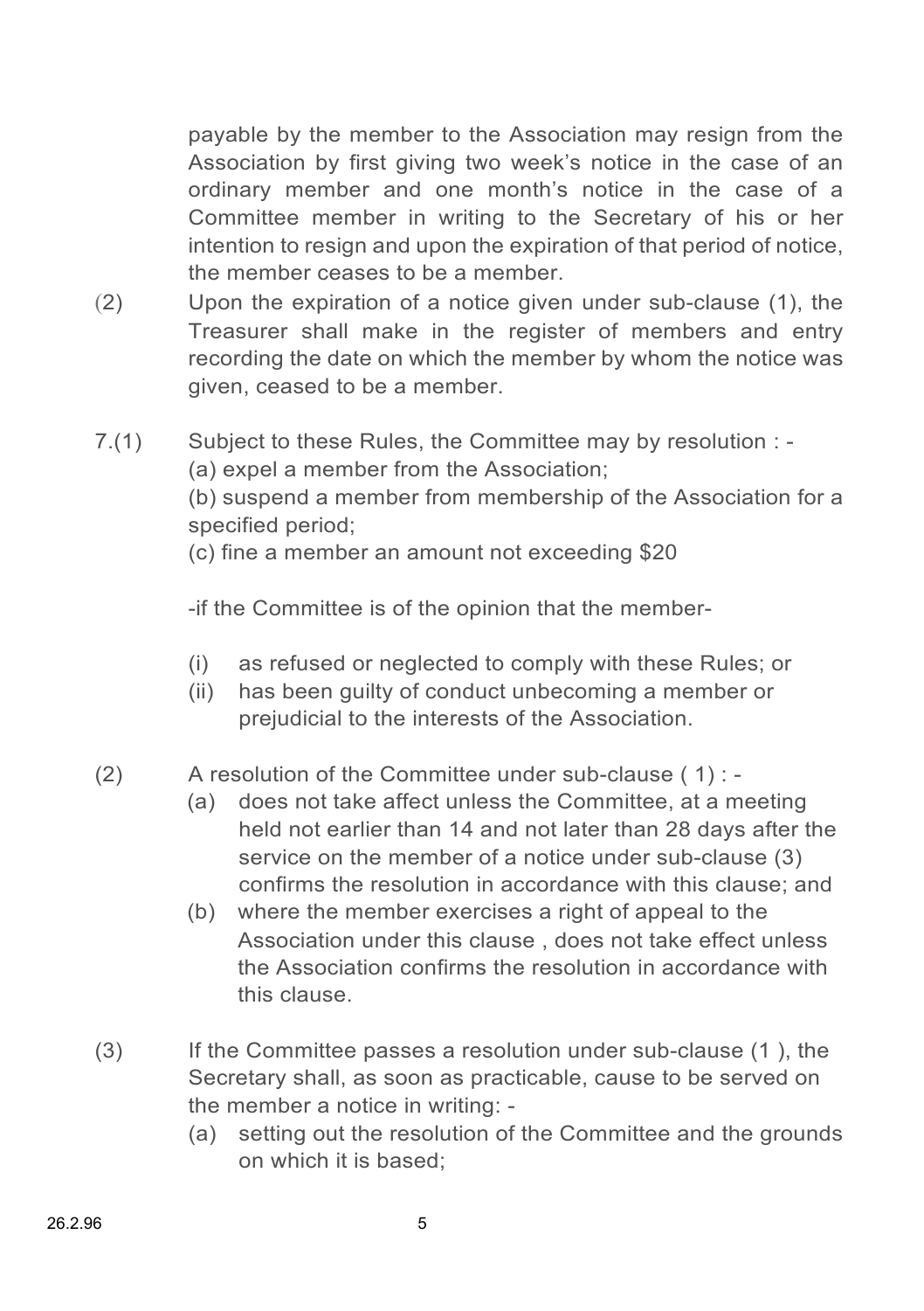payable by the member to the Association may resign from the Association by first giving two week's notice in the case of an ordinary member and one month's notice in the case of a Committee member in writing to the Secretary of his or her intention to resign and upon the expiration of that period of notice, the member ceases to be a member.

(2) Upon the expiration of a notice given under sub-clause (1), the Treasurer shall make in the register of members and entry recording the date on which the member by whom the notice was given, ceased to be a member.

7.(1) Subject to these Rules, the Committee may by resolution : -

(a) expel a member from the Association;

(b) suspend a member from membership of the Association for a specified period;

(c) fine a member an amount not exceeding $20

-if the Committee is of the opinion that the member-

(i) as refused or neglected to comply with these Rules; or

(ii) has been guilty of conduct unbecoming a member or prejudicial to the interests of the Association.

(2) A resolution of the Committee under sub-clause ( 1) : -

(a) does not take affect unless the Committee, at a meeting held not earlier than 14 and not later than 28 days after the service on the member of a notice under sub-clause (3) confirms the resolution in accordance with this clause; and

(b) where the member exercises a right of appeal to the Association under this clause , does not take effect unless the Association confirms the resolution in accordance with this clause.

(3) If the Committee passes a resolution under sub-clause (1 ), the Secretary shall, as soon as practicable, cause to be served on the member a notice in writing: -

(a) setting out the resolution of the Committee and the grounds on which it is based;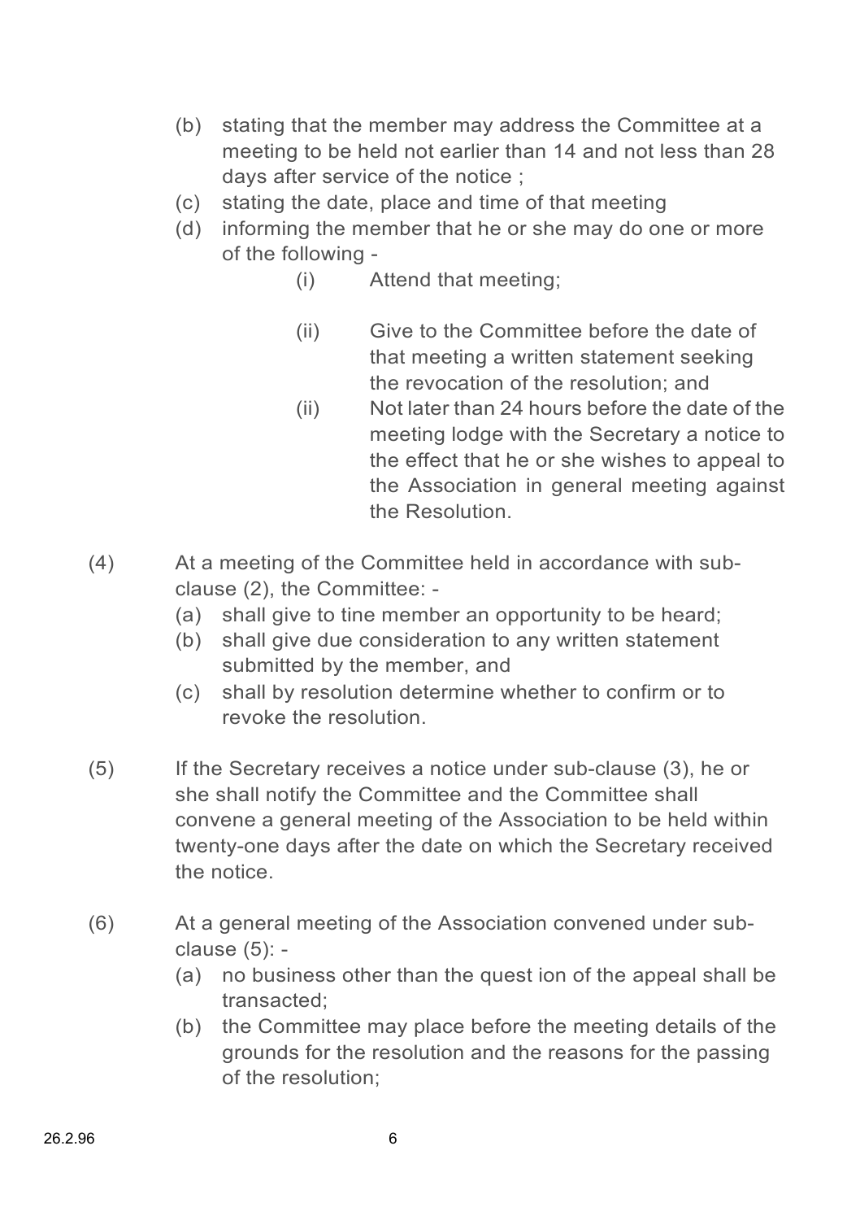(b) stating that the member may address the Committee at a meeting to be held not earlier than 14 and not less than 28 days after service of the notice ;

(c) stating the date, place and time of that meeting

(d) informing the member that he or she may do one or more of the following -

  (i) Attend that meeting;

  (ii) Give to the Committee before the date of that meeting a written statement seeking the revocation of the resolution; and

  (ii) Not later than 24 hours before the date of the meeting lodge with the Secretary a notice to the effect that he or she wishes to appeal to the Association in general meeting against the Resolution.

(4) At a meeting of the Committee held in accordance with sub-clause (2), the Committee: -

(a) shall give to tine member an opportunity to be heard;

(b) shall give due consideration to any written statement submitted by the member, and

(c) shall by resolution determine whether to confirm or to revoke the resolution.

(5) If the Secretary receives a notice under sub-clause (3), he or she shall notify the Committee and the Committee shall convene a general meeting of the Association to be held within twenty-one days after the date on which the Secretary received the notice.

(6) At a general meeting of the Association convened under sub-clause (5): -

(a) no business other than the quest ion of the appeal shall be transacted;

(b) the Committee may place before the meeting details of the grounds for the resolution and the reasons for the passing of the resolution;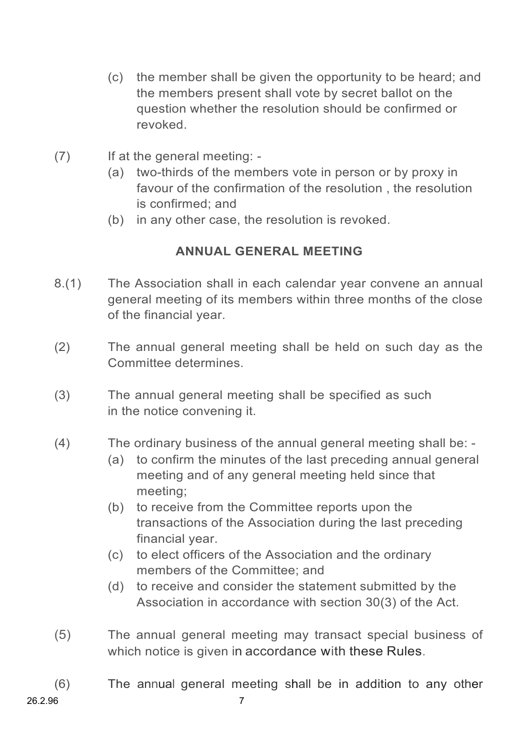(c) the member shall be given the opportunity to be heard; and the members present shall vote by secret ballot on the question whether the resolution should be confirmed or revoked.

(7) If at the general meeting: -

(a) two-thirds of the members vote in person or by proxy in favour of the confirmation of the resolution , the resolution is confirmed; and

(b) in any other case, the resolution is revoked.

## ANNUAL GENERAL MEETING

8.(1) The Association shall in each calendar year convene an annual general meeting of its members within three months of the close of the financial year.

(2) The annual general meeting shall be held on such day as the Committee determines.

(3) The annual general meeting shall be specified as such in the notice convening it.

(4) The ordinary business of the annual general meeting shall be: -

(a) to confirm the minutes of the last preceding annual general meeting and of any general meeting held since that meeting;

(b) to receive from the Committee reports upon the transactions of the Association during the last preceding financial year.

(c) to elect officers of the Association and the ordinary members of the Committee; and

(d) to receive and consider the statement submitted by the Association in accordance with section 30(3) of the Act.

(5) The annual general meeting may transact special business of which notice is given in accordance with these Rules.

(6) The annual general meeting shall be in addition to any other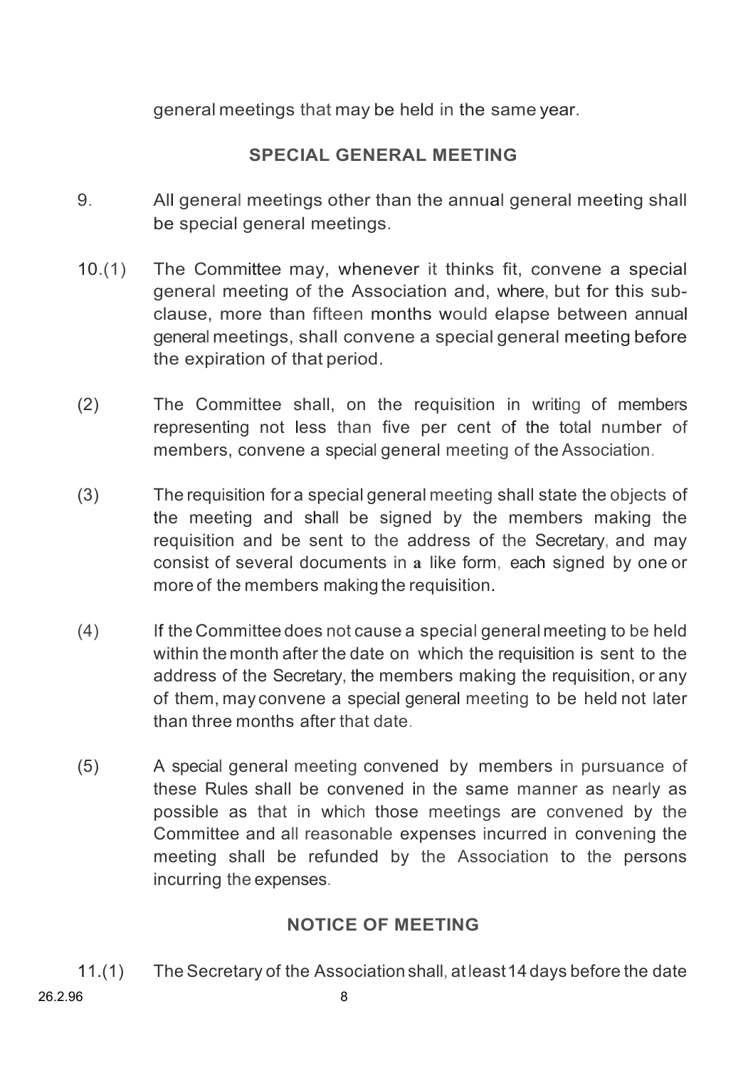general meetings that may be held in the same year.

## SPECIAL GENERAL MEETING

9. All general meetings other than the annual general meeting shall be special general meetings.

10.(1) The Committee may, whenever it thinks fit, convene a special general meeting of the Association and, where, but for this sub-clause, more than fifteen months would elapse between annual general meetings, shall convene a special general meeting before the expiration of that period.

(2) The Committee shall, on the requisition in writing of members representing not less than five per cent of the total number of members, convene a special general meeting of the Association.

(3) The requisition for a special general meeting shall state the objects of the meeting and shall be signed by the members making the requisition and be sent to the address of the Secretary, and may consist of several documents in a like form, each signed by one or more of the members making the requisition.

(4) If the Committee does not cause a special general meeting to be held within the month after the date on which the requisition is sent to the address of the Secretary, the members making the requisition, or any of them, may convene a special general meeting to be held not later than three months after that date.

(5) A special general meeting convened by members in pursuance of these Rules shall be convened in the same manner as nearly as possible as that in which those meetings are convened by the Committee and all reasonable expenses incurred in convening the meeting shall be refunded by the Association to the persons incurring the expenses.

## NOTICE OF MEETING

11.(1) The Secretary of the Association shall, at least 14 days before the date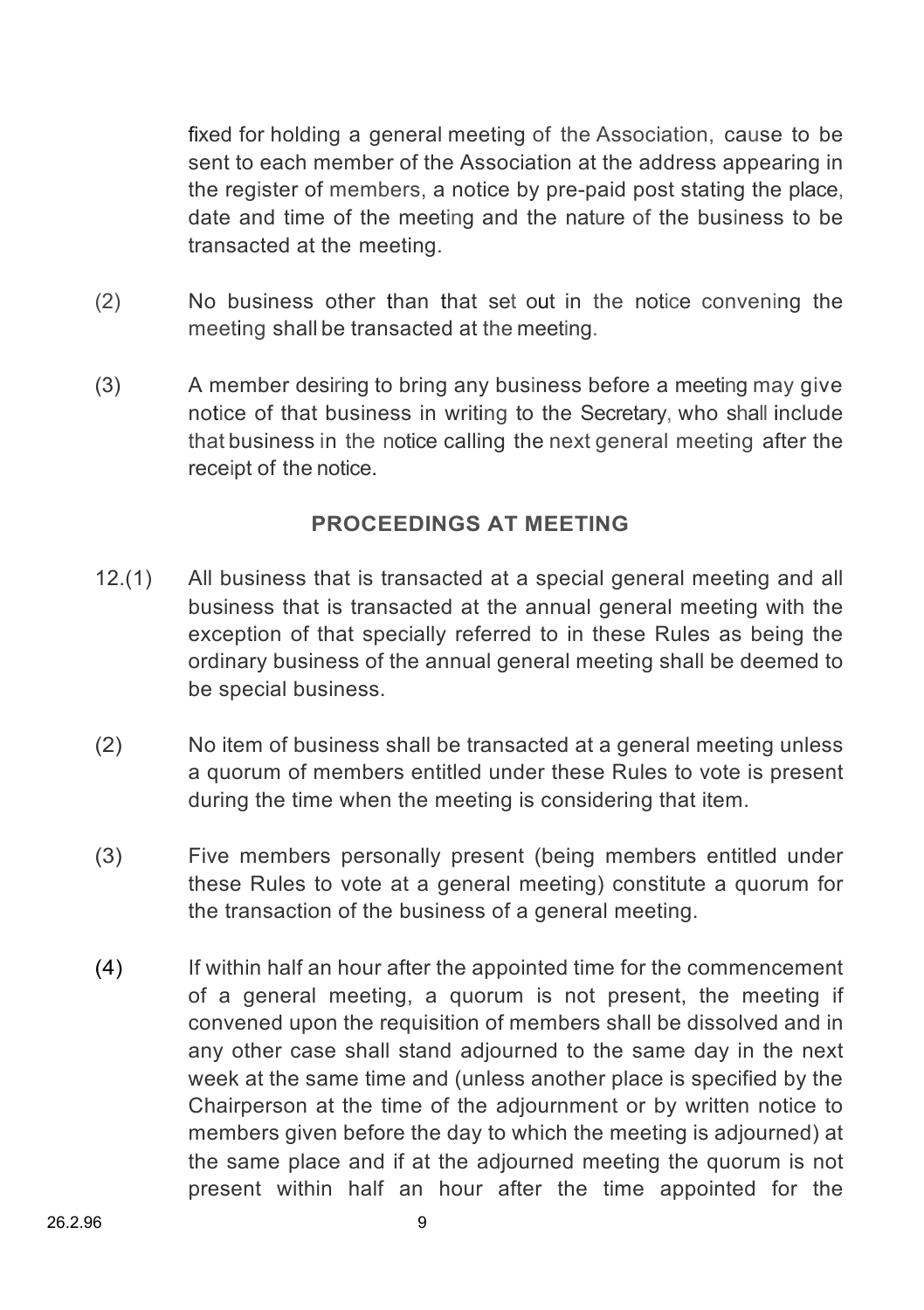fixed for holding a general meeting of the Association, cause to be sent to each member of the Association at the address appearing in the register of members, a notice by pre-paid post stating the place, date and time of the meeting and the nature of the business to be transacted at the meeting.

(2) No business other than that set out in the notice convening the meeting shall be transacted at the meeting.

(3) A member desiring to bring any business before a meeting may give notice of that business in writing to the Secretary, who shall include that business in the notice calling the next general meeting after the receipt of the notice.

## PROCEEDINGS AT MEETING

12.(1) All business that is transacted at a special general meeting and all business that is transacted at the annual general meeting with the exception of that specially referred to in these Rules as being the ordinary business of the annual general meeting shall be deemed to be special business.

(2) No item of business shall be transacted at a general meeting unless a quorum of members entitled under these Rules to vote is present during the time when the meeting is considering that item.

(3) Five members personally present (being members entitled under these Rules to vote at a general meeting) constitute a quorum for the transaction of the business of a general meeting.

(4) If within half an hour after the appointed time for the commencement of a general meeting, a quorum is not present, the meeting if convened upon the requisition of members shall be dissolved and in any other case shall stand adjourned to the same day in the next week at the same time and (unless another place is specified by the Chairperson at the time of the adjournment or by written notice to members given before the day to which the meeting is adjourned) at the same place and if at the adjourned meeting the quorum is not present within half an hour after the time appointed for the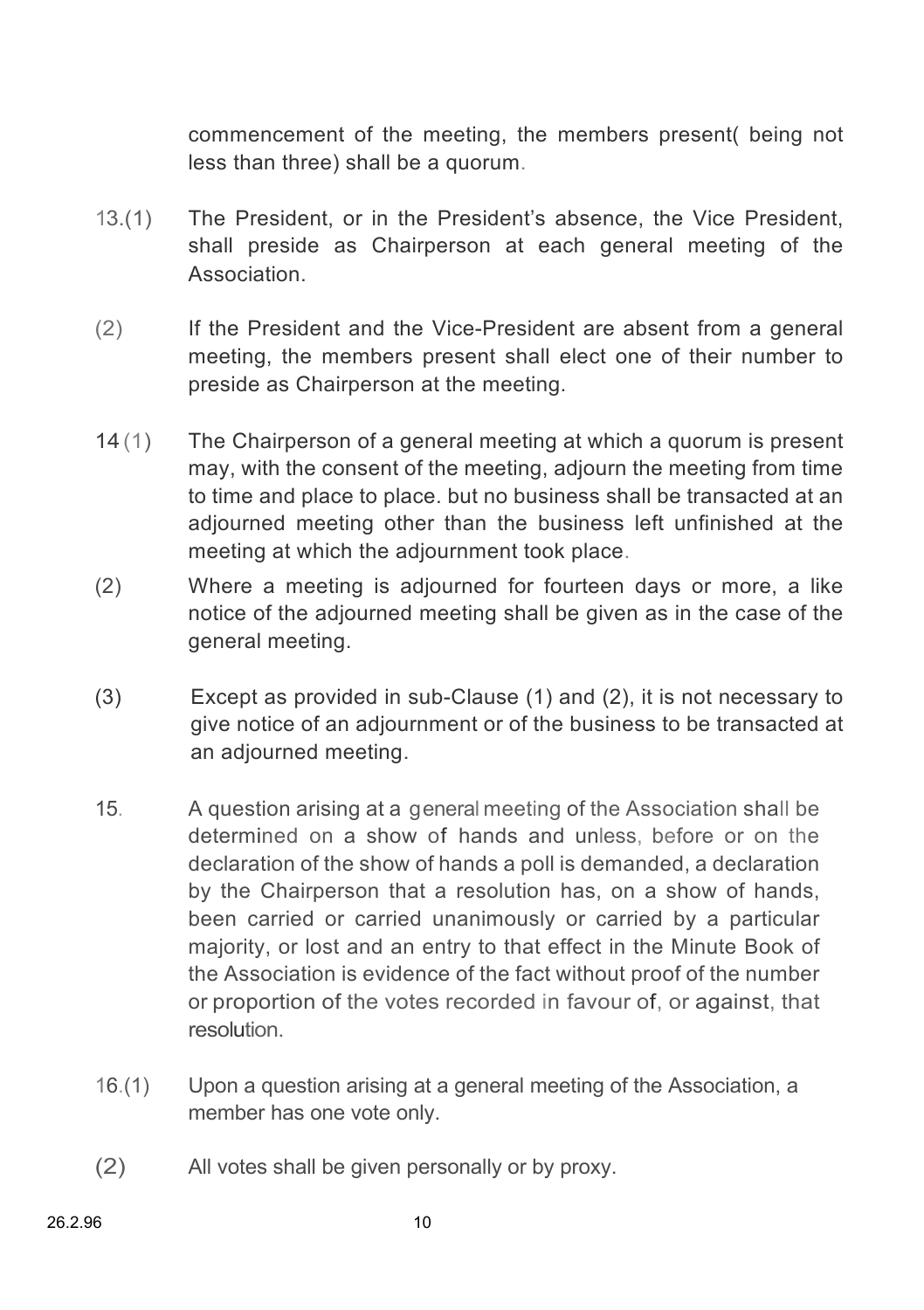commencement of the meeting, the members present( being not less than three) shall be a quorum.

13.(1) The President, or in the President's absence, the Vice President, shall preside as Chairperson at each general meeting of the Association.

(2) If the President and the Vice-President are absent from a general meeting, the members present shall elect one of their number to preside as Chairperson at the meeting.

14 (1) The Chairperson of a general meeting at which a quorum is present may, with the consent of the meeting, adjourn the meeting from time to time and place to place. but no business shall be transacted at an adjourned meeting other than the business left unfinished at the meeting at which the adjournment took place.

(2) Where a meeting is adjourned for fourteen days or more, a like notice of the adjourned meeting shall be given as in the case of the general meeting.

(3) Except as provided in sub-Clause (1) and (2), it is not necessary to give notice of an adjournment or of the business to be transacted at an adjourned meeting.

15. A question arising at a general meeting of the Association shall be determined on a show of hands and unless, before or on the declaration of the show of hands a poll is demanded, a declaration by the Chairperson that a resolution has, on a show of hands, been carried or carried unanimously or carried by a particular majority, or lost and an entry to that effect in the Minute Book of the Association is evidence of the fact without proof of the number or proportion of the votes recorded in favour of, or against, that resolution.

16.(1) Upon a question arising at a general meeting of the Association, a member has one vote only.

(2) All votes shall be given personally or by proxy.

26.2.96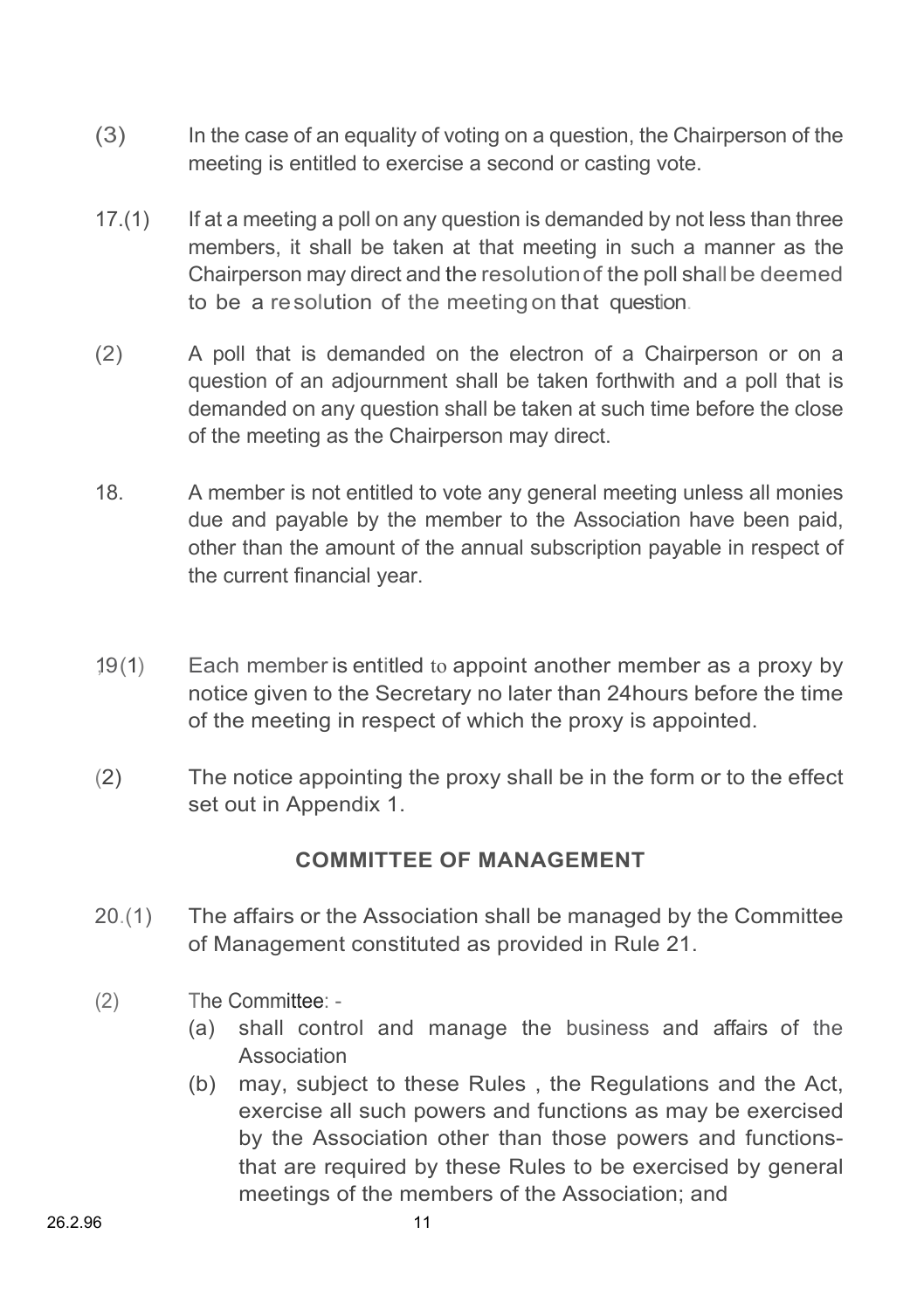(3) In the case of an equality of voting on a question, the Chairperson of the meeting is entitled to exercise a second or casting vote.

17.(1) If at a meeting a poll on any question is demanded by not less than three members, it shall be taken at that meeting in such a manner as the Chairperson may direct and the resolution of the poll shall be deemed to be a resolution of the meeting on that question.

(2) A poll that is demanded on the electron of a Chairperson or on a question of an adjournment shall be taken forthwith and a poll that is demanded on any question shall be taken at such time before the close of the meeting as the Chairperson may direct.

18. A member is not entitled to vote any general meeting unless all monies due and payable by the member to the Association have been paid, other than the amount of the annual subscription payable in respect of the current financial year.

19(1) Each member is entitled to appoint another member as a proxy by notice given to the Secretary no later than 24hours before the time of the meeting in respect of which the proxy is appointed.

(2) The notice appointing the proxy shall be in the form or to the effect set out in Appendix 1.

## COMMITTEE OF MANAGEMENT

20.(1) The affairs or the Association shall be managed by the Committee of Management constituted as provided in Rule 21.

(2) The Committee: -

(a) shall control and manage the business and affairs of the Association

(b) may, subject to these Rules , the Regulations and the Act, exercise all such powers and functions as may be exercised by the Association other than those powers and functions- that are required by these Rules to be exercised by general meetings of the members of the Association; and

26.2.96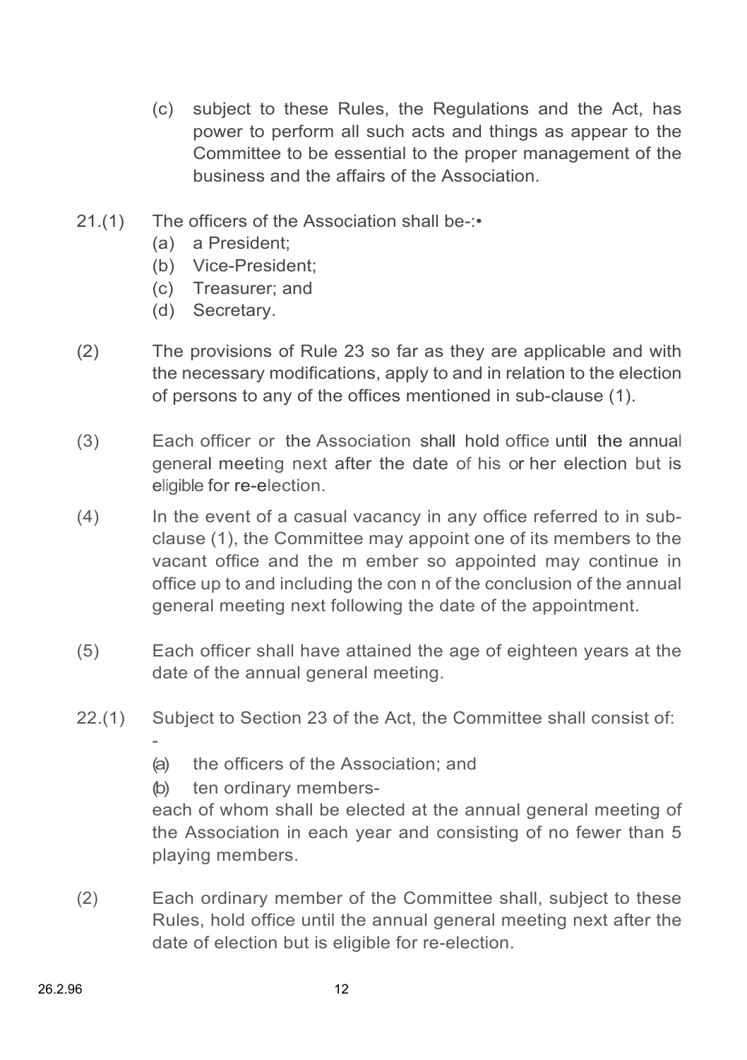(c) subject to these Rules, the Regulations and the Act, has power to perform all such acts and things as appear to the Committee to be essential to the proper management of the business and the affairs of the Association.

21.(1) The officers of the Association shall be-:•

- (a) a President;
- (b) Vice-President;
- (c) Treasurer; and
- (d) Secretary.

(2) The provisions of Rule 23 so far as they are applicable and with the necessary modifications, apply to and in relation to the election of persons to any of the offices mentioned in sub-clause (1).

(3) Each officer or the Association shall hold office until the annual general meeting next after the date of his or her election but is eligible for re-election.

(4) In the event of a casual vacancy in any office referred to in sub-clause (1), the Committee may appoint one of its members to the vacant office and the m ember so appointed may continue in office up to and including the con n of the conclusion of the annual general meeting next following the date of the appointment.

(5) Each officer shall have attained the age of eighteen years at the date of the annual general meeting.

22.(1) Subject to Section 23 of the Act, the Committee shall consist of: -

- (a) the officers of the Association; and
- (b) ten ordinary members-

each of whom shall be elected at the annual general meeting of the Association in each year and consisting of no fewer than 5 playing members.

(2) Each ordinary member of the Committee shall, subject to these Rules, hold office until the annual general meeting next after the date of election but is eligible for re-election.

26.2.96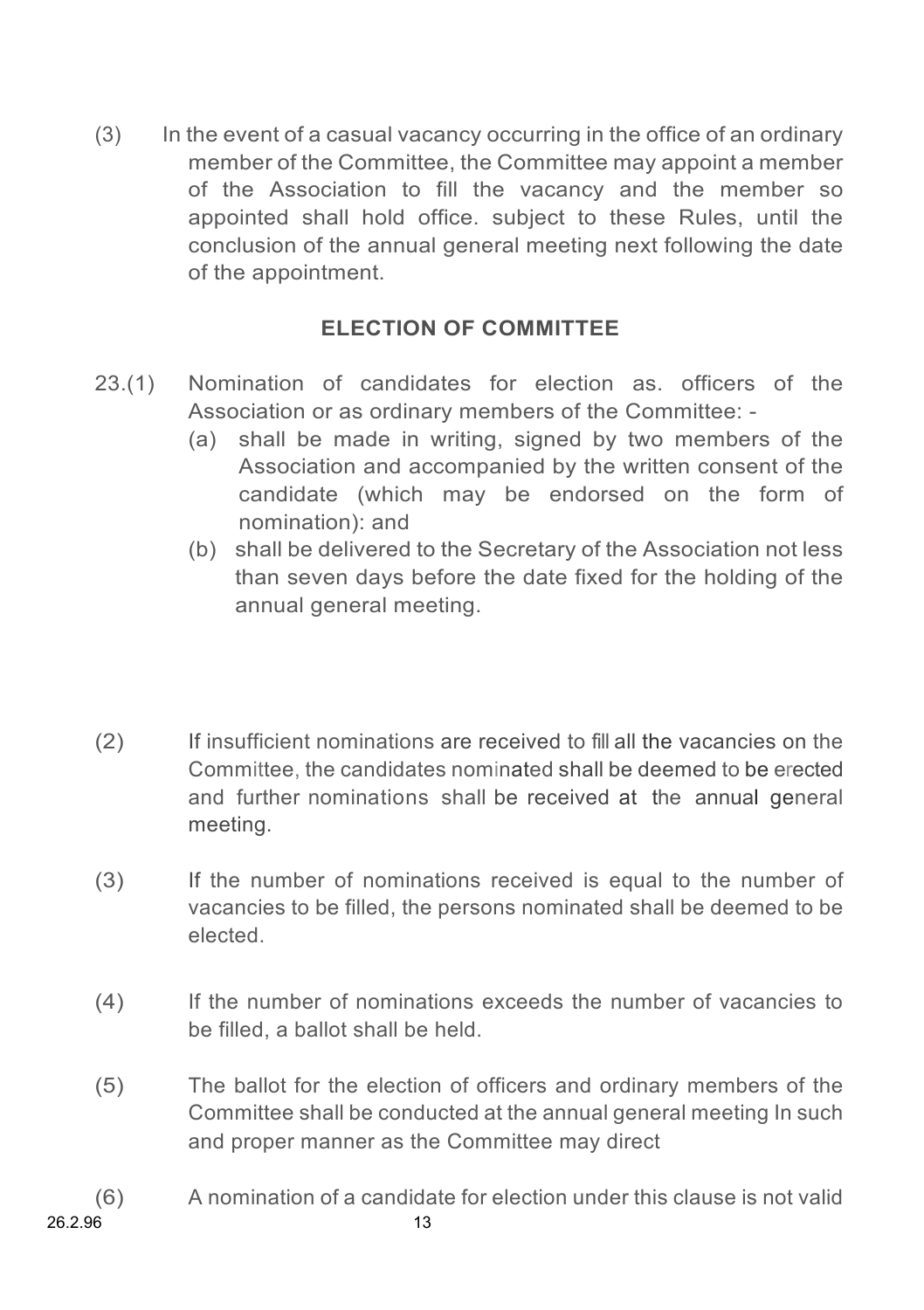(3) In the event of a casual vacancy occurring in the office of an ordinary member of the Committee, the Committee may appoint a member of the Association to fill the vacancy and the member so appointed shall hold office. subject to these Rules, until the conclusion of the annual general meeting next following the date of the appointment.

### ELECTION OF COMMITTEE

23.(1) Nomination of candidates for election as. officers of the Association or as ordinary members of the Committee: -

(a) shall be made in writing, signed by two members of the Association and accompanied by the written consent of the candidate (which may be endorsed on the form of nomination): and

(b) shall be delivered to the Secretary of the Association not less than seven days before the date fixed for the holding of the annual general meeting.

(2) If insufficient nominations are received to fill all the vacancies on the Committee, the candidates nominated shall be deemed to be erected and further nominations shall be received at the annual general meeting.

(3) If the number of nominations received is equal to the number of vacancies to be filled, the persons nominated shall be deemed to be elected.

(4) If the number of nominations exceeds the number of vacancies to be filled, a ballot shall be held.

(5) The ballot for the election of officers and ordinary members of the Committee shall be conducted at the annual general meeting In such and proper manner as the Committee may direct

(6) A nomination of a candidate for election under this clause is not valid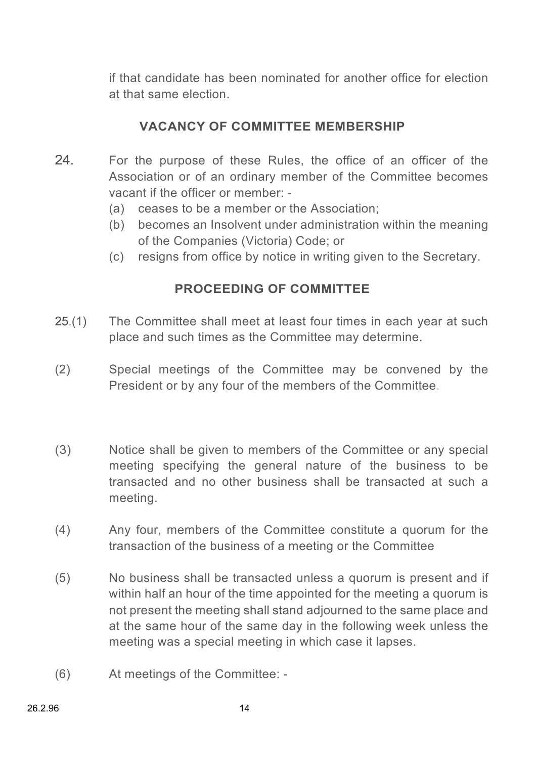if that candidate has been nominated for another office for election at that same election.

## VACANCY OF COMMITTEE MEMBERSHIP

24. For the purpose of these Rules, the office of an officer of the Association or of an ordinary member of the Committee becomes vacant if the officer or member: -

    (a) ceases to be a member or the Association;

    (b) becomes an Insolvent under administration within the meaning of the Companies (Victoria) Code; or

    (c) resigns from office by notice in writing given to the Secretary.

## PROCEEDING OF COMMITTEE

25.(1) The Committee shall meet at least four times in each year at such place and such times as the Committee may determine.

(2) Special meetings of the Committee may be convened by the President or by any four of the members of the Committee.

(3) Notice shall be given to members of the Committee or any special meeting specifying the general nature of the business to be transacted and no other business shall be transacted at such a meeting.

(4) Any four, members of the Committee constitute a quorum for the transaction of the business of a meeting or the Committee

(5) No business shall be transacted unless a quorum is present and if within half an hour of the time appointed for the meeting a quorum is not present the meeting shall stand adjourned to the same place and at the same hour of the same day in the following week unless the meeting was a special meeting in which case it lapses.

(6) At meetings of the Committee: -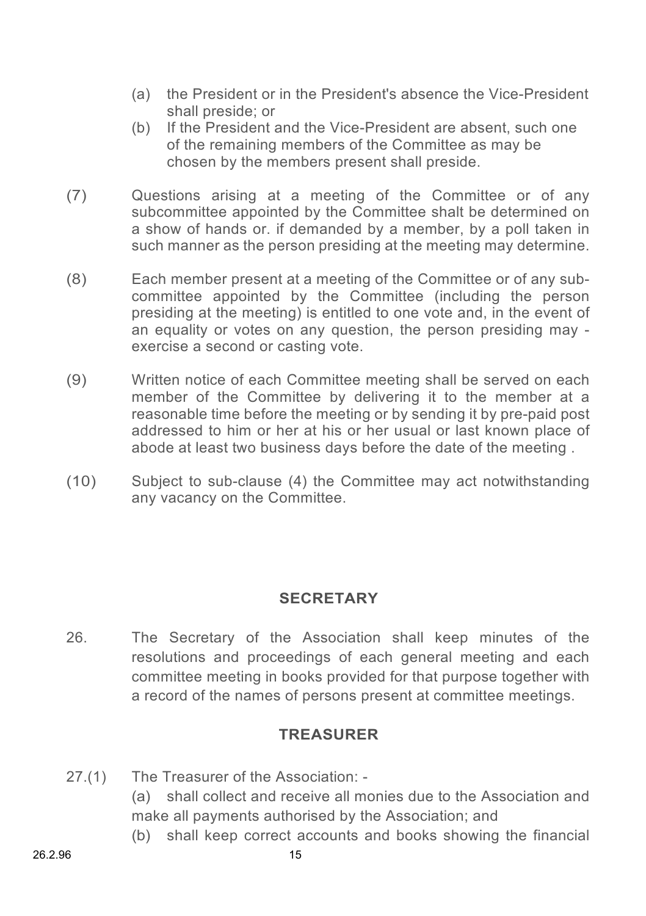(a) the President or in the President's absence the Vice-President shall preside; or

(b) If the President and the Vice-President are absent, such one of the remaining members of the Committee as may be chosen by the members present shall preside.

(7) Questions arising at a meeting of the Committee or of any subcommittee appointed by the Committee shalt be determined on a show of hands or. if demanded by a member, by a poll taken in such manner as the person presiding at the meeting may determine.

(8) Each member present at a meeting of the Committee or of any sub-committee appointed by the Committee (including the person presiding at the meeting) is entitled to one vote and, in the event of an equality or votes on any question, the person presiding may - exercise a second or casting vote.

(9) Written notice of each Committee meeting shall be served on each member of the Committee by delivering it to the member at a reasonable time before the meeting or by sending it by pre-paid post addressed to him or her at his or her usual or last known place of abode at least two business days before the date of the meeting .

(10) Subject to sub-clause (4) the Committee may act notwithstanding any vacancy on the Committee.

## SECRETARY

26. The Secretary of the Association shall keep minutes of the resolutions and proceedings of each general meeting and each committee meeting in books provided for that purpose together with a record of the names of persons present at committee meetings.

## TREASURER

27.(1) The Treasurer of the Association: -

(a) shall collect and receive all monies due to the Association and make all payments authorised by the Association; and

(b) shall keep correct accounts and books showing the financial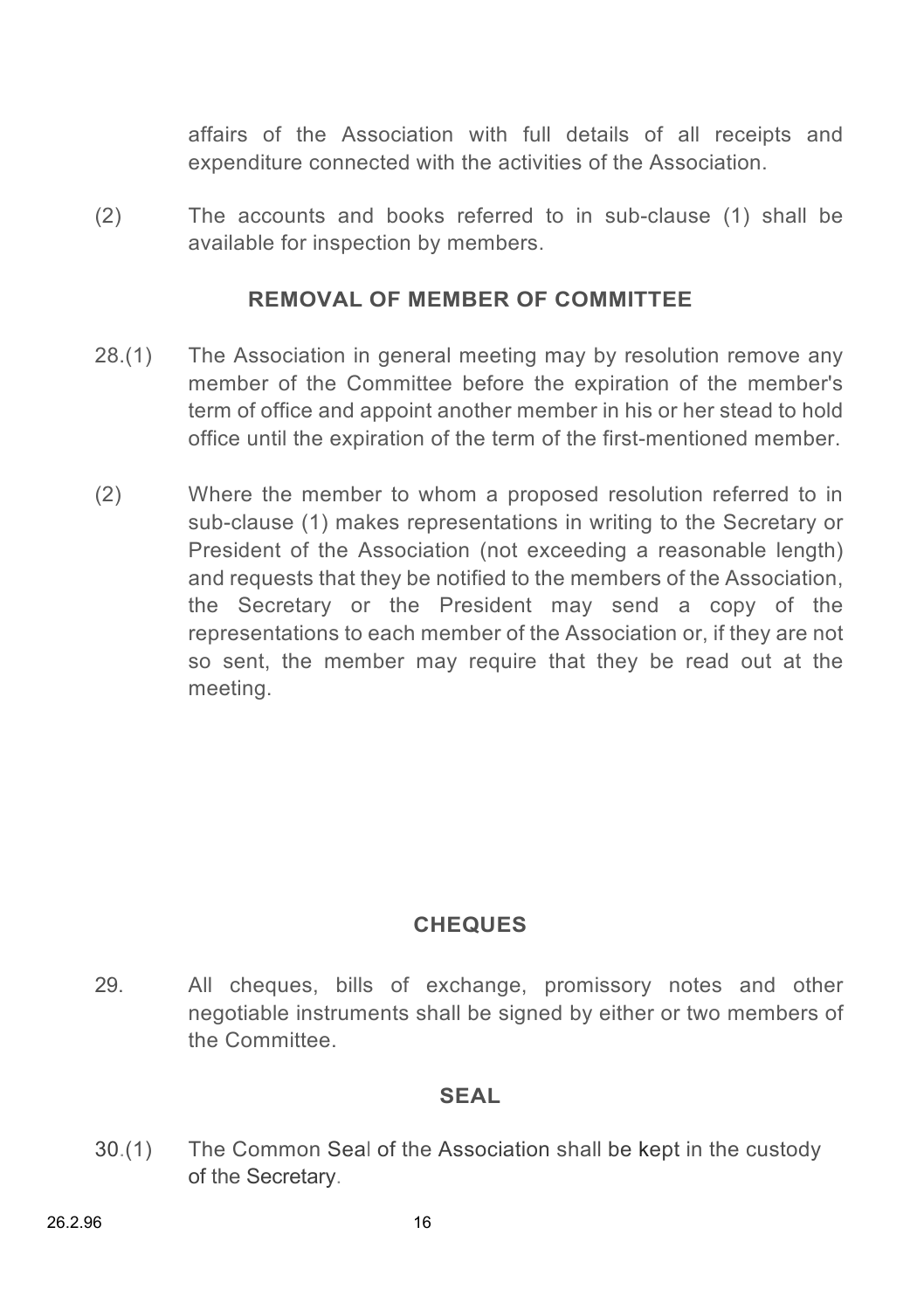affairs of the Association with full details of all receipts and expenditure connected with the activities of the Association.

(2) The accounts and books referred to in sub-clause (1) shall be available for inspection by members.

## REMOVAL OF MEMBER OF COMMITTEE

28.(1) The Association in general meeting may by resolution remove any member of the Committee before the expiration of the member's term of office and appoint another member in his or her stead to hold office until the expiration of the term of the first-mentioned member.

(2) Where the member to whom a proposed resolution referred to in sub-clause (1) makes representations in writing to the Secretary or President of the Association (not exceeding a reasonable length) and requests that they be notified to the members of the Association, the Secretary or the President may send a copy of the representations to each member of the Association or, if they are not so sent, the member may require that they be read out at the meeting.

## CHEQUES

29. All cheques, bills of exchange, promissory notes and other negotiable instruments shall be signed by either or two members of the Committee.

## SEAL

30.(1) The Common Seal of the Association shall be kept in the custody of the Secretary.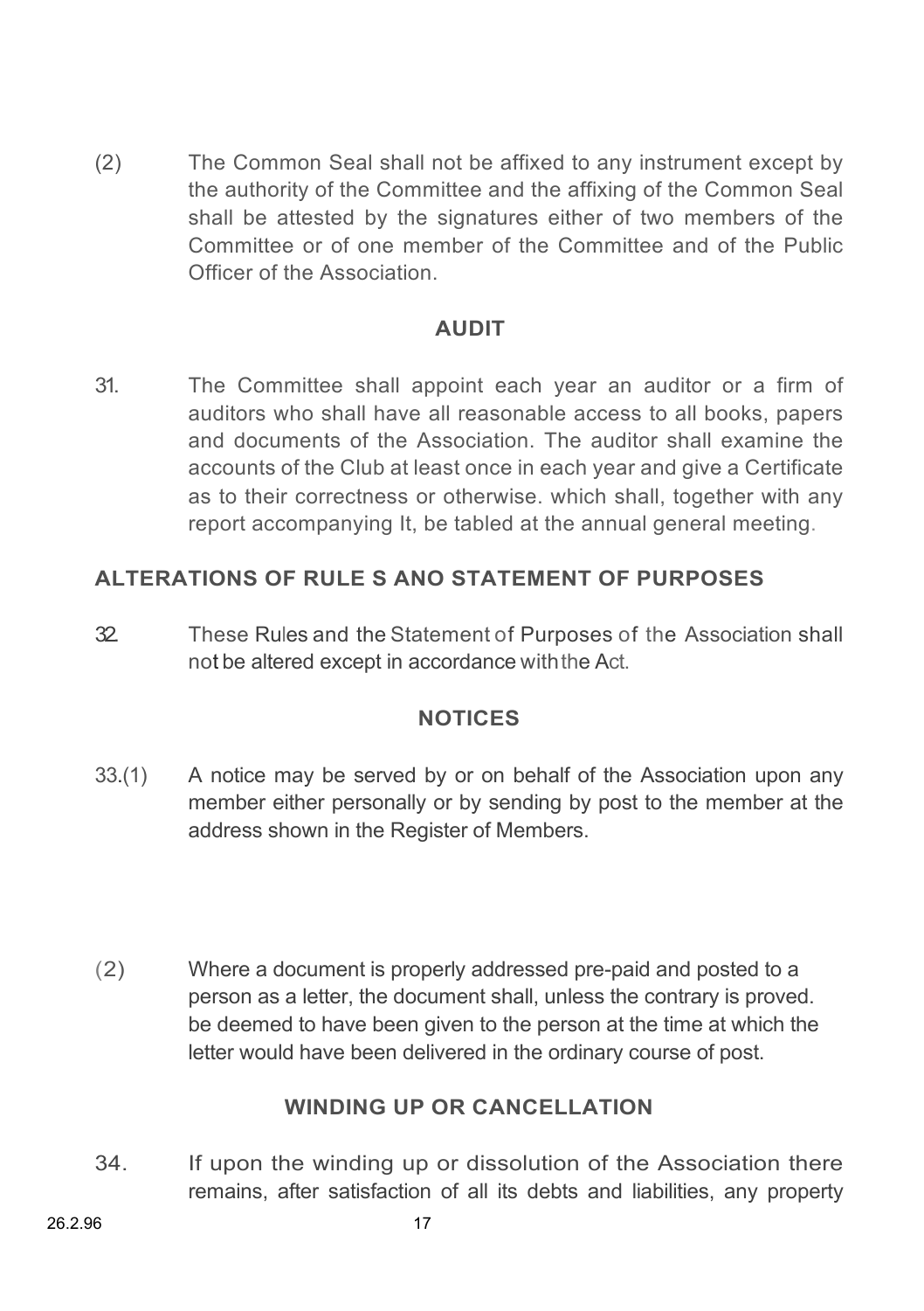(2) The Common Seal shall not be affixed to any instrument except by the authority of the Committee and the affixing of the Common Seal shall be attested by the signatures either of two members of the Committee or of one member of the Committee and of the Public Officer of the Association.

## AUDIT

31. The Committee shall appoint each year an auditor or a firm of auditors who shall have all reasonable access to all books, papers and documents of the Association. The auditor shall examine the accounts of the Club at least once in each year and give a Certificate as to their correctness or otherwise. which shall, together with any report accompanying It, be tabled at the annual general meeting.

## ALTERATIONS OF RULE S ANO STATEMENT OF PURPOSES

32. These Rules and the Statement of Purposes of the Association shall not be altered except in accordance with the Act.

## NOTICES

33.(1) A notice may be served by or on behalf of the Association upon any member either personally or by sending by post to the member at the address shown in the Register of Members.

(2) Where a document is properly addressed pre-paid and posted to a person as a letter, the document shall, unless the contrary is proved. be deemed to have been given to the person at the time at which the letter would have been delivered in the ordinary course of post.

## WINDING UP OR CANCELLATION

34. If upon the winding up or dissolution of the Association there remains, after satisfaction of all its debts and liabilities, any property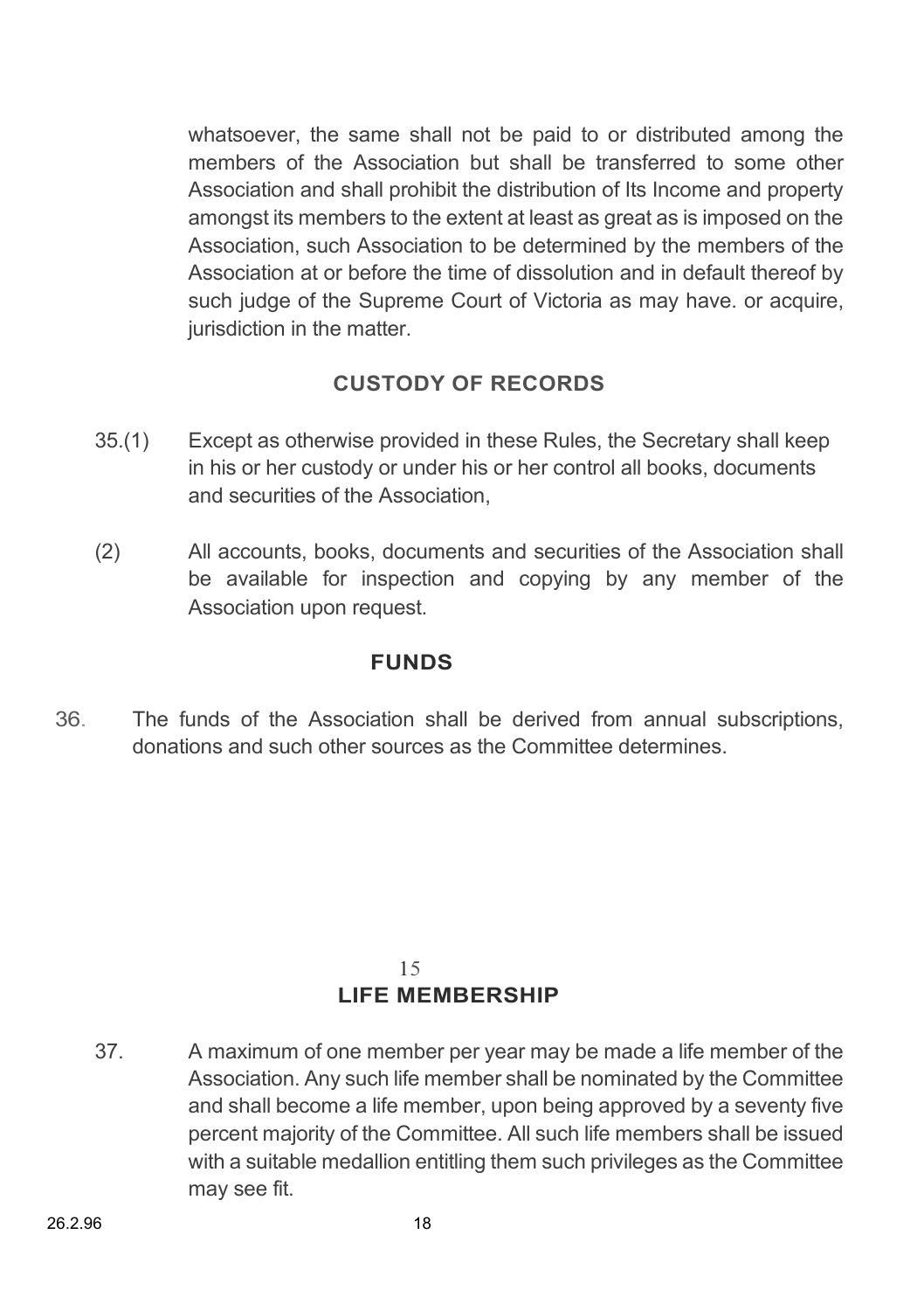whatsoever, the same shall not be paid to or distributed among the members of the Association but shall be transferred to some other Association and shall prohibit the distribution of Its Income and property amongst its members to the extent at least as great as is imposed on the Association, such Association to be determined by the members of the Association at or before the time of dissolution and in default thereof by such judge of the Supreme Court of Victoria as may have. or acquire, jurisdiction in the matter.

### CUSTODY OF RECORDS

35.(1) Except as otherwise provided in these Rules, the Secretary shall keep in his or her custody or under his or her control all books, documents and securities of the Association,

(2) All accounts, books, documents and securities of the Association shall be available for inspection and copying by any member of the Association upon request.

### FUNDS

36. The funds of the Association shall be derived from annual subscriptions, donations and such other sources as the Committee determines.

### LIFE MEMBERSHIP

37. A maximum of one member per year may be made a life member of the Association. Any such life member shall be nominated by the Committee and shall become a life member, upon being approved by a seventy five percent majority of the Committee. All such life members shall be issued with a suitable medallion entitling them such privileges as the Committee may see fit.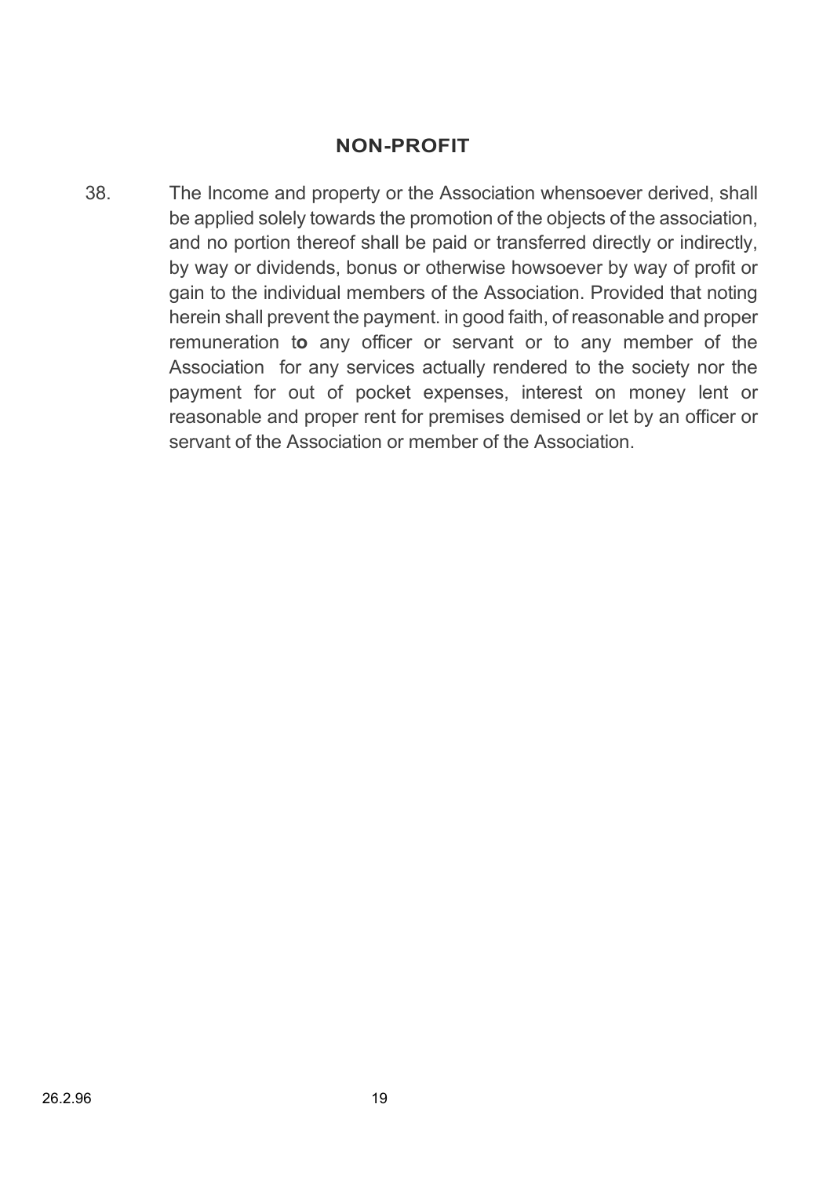## NON-PROFIT

38. The Income and property or the Association whensoever derived, shall be applied solely towards the promotion of the objects of the association, and no portion thereof shall be paid or transferred directly or indirectly, by way or dividends, bonus or otherwise howsoever by way of profit or gain to the individual members of the Association. Provided that noting herein shall prevent the payment. in good faith, of reasonable and proper remuneration to any officer or servant or to any member of the Association for any services actually rendered to the society nor the payment for out of pocket expenses, interest on money lent or reasonable and proper rent for premises demised or let by an officer or servant of the Association or member of the Association.

26.2.96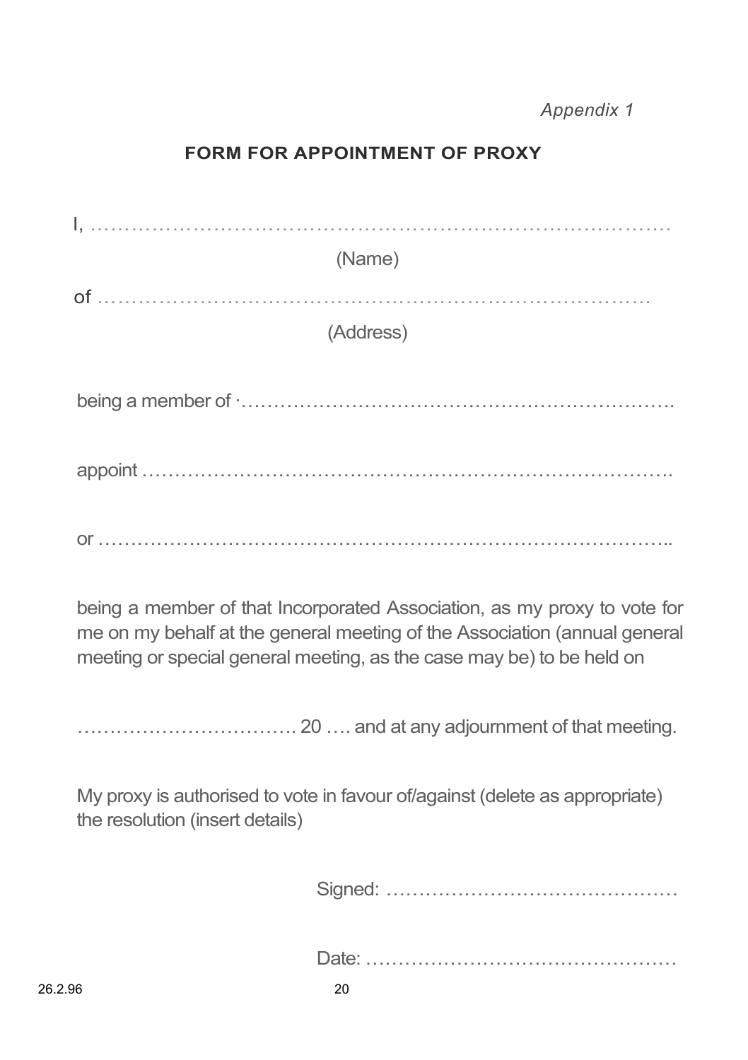*Appendix 1*

## FORM FOR APPOINTMENT OF PROXY

I, ………………………………………………………………………………

(Name)

of ……………………………………………………………………………

(Address)

being a member of ·…………………………………………………………

appoint ………………………………………………………………………….

or ………………………………………………………………………………..

being a member of that Incorporated Association, as my proxy to vote for me on my behalf at the general meeting of the Association (annual general meeting or special general meeting, as the case may be) to be held on

……………………………. 20 …. and at any adjournment of that meeting.

My proxy is authorised to vote in favour of/against (delete as appropriate) the resolution (insert details)

Signed: ………………………………………

Date: …………………………………………

26.2.96